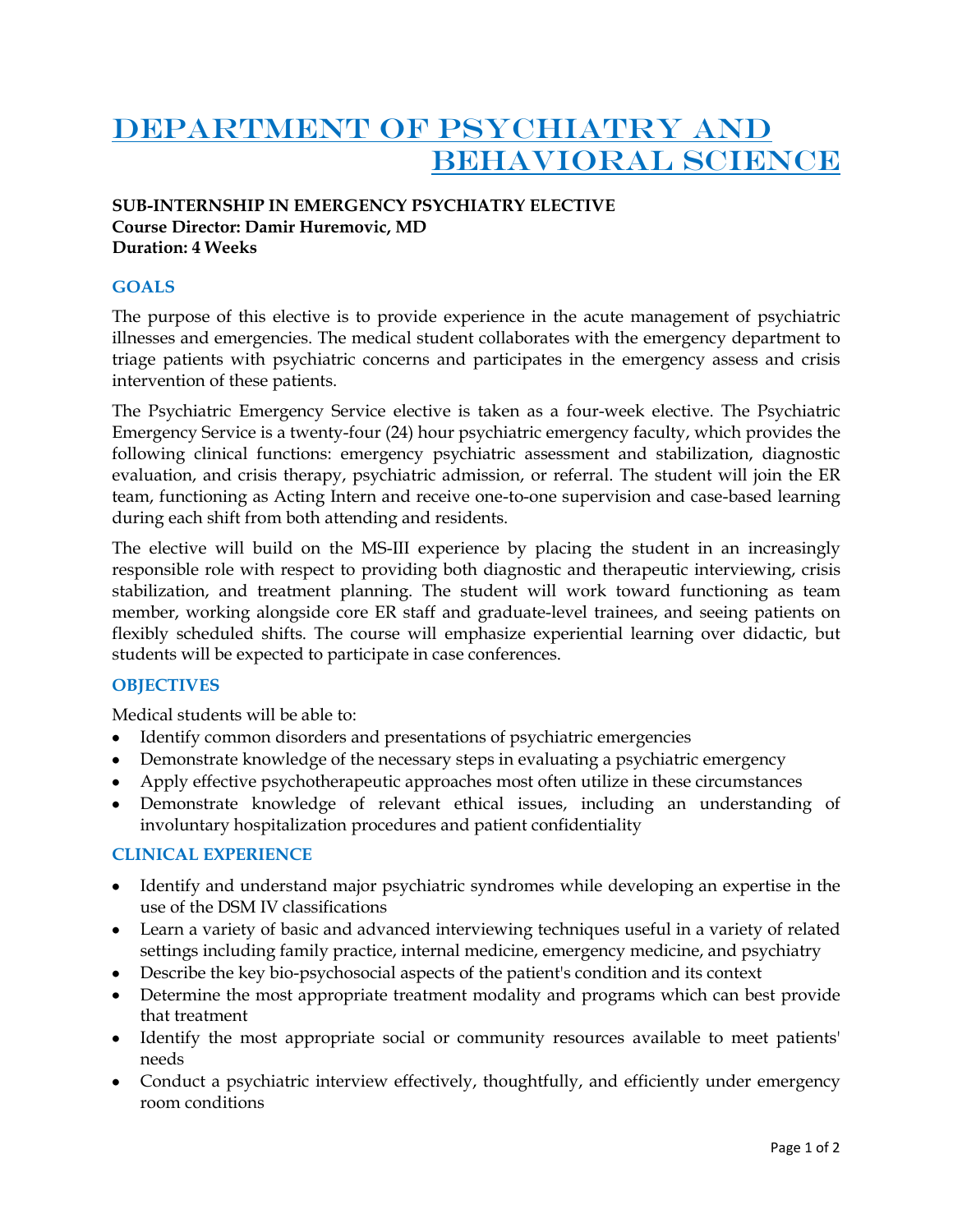# Department of Psychiatry and Behavioral Science

**SUB-INTERNSHIP IN EMERGENCY PSYCHIATRY ELECTIVE**
**Course Director: Damir Huremovic, MD**
**Duration: 4 Weeks**

## GOALS

The purpose of this elective is to provide experience in the acute management of psychiatric illnesses and emergencies. The medical student collaborates with the emergency department to triage patients with psychiatric concerns and participates in the emergency assess and crisis intervention of these patients.

The Psychiatric Emergency Service elective is taken as a four-week elective. The Psychiatric Emergency Service is a twenty-four (24) hour psychiatric emergency faculty, which provides the following clinical functions: emergency psychiatric assessment and stabilization, diagnostic evaluation, and crisis therapy, psychiatric admission, or referral. The student will join the ER team, functioning as Acting Intern and receive one-to-one supervision and case-based learning during each shift from both attending and residents.

The elective will build on the MS-III experience by placing the student in an increasingly responsible role with respect to providing both diagnostic and therapeutic interviewing, crisis stabilization, and treatment planning. The student will work toward functioning as team member, working alongside core ER staff and graduate-level trainees, and seeing patients on flexibly scheduled shifts. The course will emphasize experiential learning over didactic, but students will be expected to participate in case conferences.

## OBJECTIVES

Medical students will be able to:

- Identify common disorders and presentations of psychiatric emergencies
- Demonstrate knowledge of the necessary steps in evaluating a psychiatric emergency
- Apply effective psychotherapeutic approaches most often utilize in these circumstances
- Demonstrate knowledge of relevant ethical issues, including an understanding of involuntary hospitalization procedures and patient confidentiality

## CLINICAL EXPERIENCE

- Identify and understand major psychiatric syndromes while developing an expertise in the use of the DSM IV classifications
- Learn a variety of basic and advanced interviewing techniques useful in a variety of related settings including family practice, internal medicine, emergency medicine, and psychiatry
- Describe the key bio-psychosocial aspects of the patient's condition and its context
- Determine the most appropriate treatment modality and programs which can best provide that treatment
- Identify the most appropriate social or community resources available to meet patients' needs
- Conduct a psychiatric interview effectively, thoughtfully, and efficiently under emergency room conditions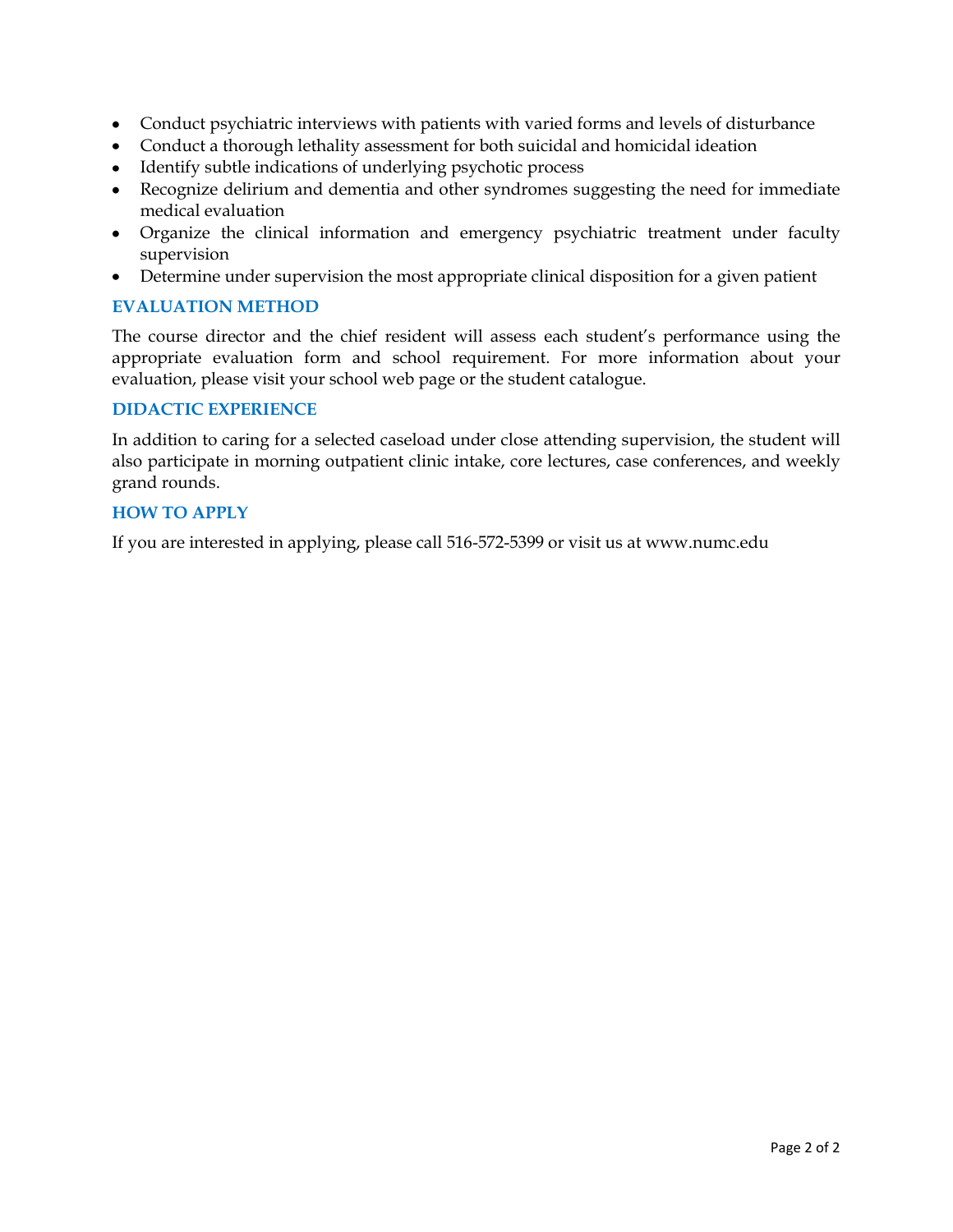- Conduct psychiatric interviews with patients with varied forms and levels of disturbance
- Conduct a thorough lethality assessment for both suicidal and homicidal ideation
- Identify subtle indications of underlying psychotic process
- Recognize delirium and dementia and other syndromes suggesting the need for immediate medical evaluation
- Organize the clinical information and emergency psychiatric treatment under faculty supervision
- Determine under supervision the most appropriate clinical disposition for a given patient

## EVALUATION METHOD

The course director and the chief resident will assess each student's performance using the appropriate evaluation form and school requirement. For more information about your evaluation, please visit your school web page or the student catalogue.

## DIDACTIC EXPERIENCE

In addition to caring for a selected caseload under close attending supervision, the student will also participate in morning outpatient clinic intake, core lectures, case conferences, and weekly grand rounds.

## HOW TO APPLY

If you are interested in applying, please call 516-572-5399 or visit us at www.numc.edu